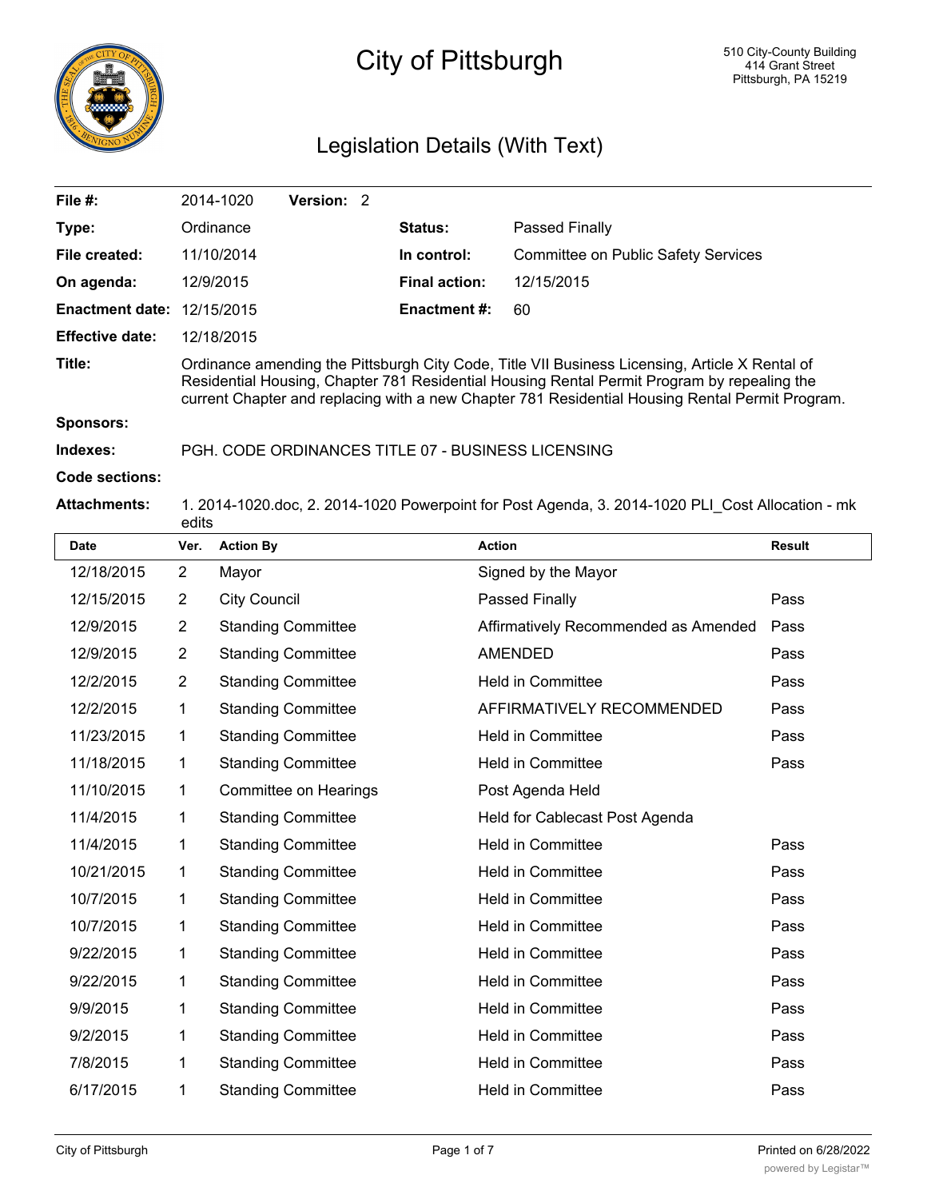# City of Pittsburgh

510 City-County Building
414 Grant Street
Pittsburgh, PA 15219

## Legislation Details (With Text)

| | | | |
|---|---|---|---|
| **File #:** | 2014-1020 **Version:** 2 | | |
| **Type:** | Ordinance | **Status:** | Passed Finally |
| **File created:** | 11/10/2014 | **In control:** | Committee on Public Safety Services |
| **On agenda:** | 12/9/2015 | **Final action:** | 12/15/2015 |
| **Enactment date:** | 12/15/2015 | **Enactment #:** | 60 |
| **Effective date:** | 12/18/2015 | | |

**Title:** Ordinance amending the Pittsburgh City Code, Title VII Business Licensing, Article X Rental of Residential Housing, Chapter 781 Residential Housing Rental Permit Program by repealing the current Chapter and replacing with a new Chapter 781 Residential Housing Rental Permit Program.

**Sponsors:**

**Indexes:** PGH. CODE ORDINANCES TITLE 07 - BUSINESS LICENSING

**Code sections:**

**Attachments:** 1. 2014-1020.doc, 2. 2014-1020 Powerpoint for Post Agenda, 3. 2014-1020 PLI_Cost Allocation - mk edits

| Date | Ver. | Action By | Action | Result |
|---|---|---|---|---|
| 12/18/2015 | 2 | Mayor | Signed by the Mayor | |
| 12/15/2015 | 2 | City Council | Passed Finally | Pass |
| 12/9/2015 | 2 | Standing Committee | Affirmatively Recommended as Amended | Pass |
| 12/9/2015 | 2 | Standing Committee | AMENDED | Pass |
| 12/2/2015 | 2 | Standing Committee | Held in Committee | Pass |
| 12/2/2015 | 1 | Standing Committee | AFFIRMATIVELY RECOMMENDED | Pass |
| 11/23/2015 | 1 | Standing Committee | Held in Committee | Pass |
| 11/18/2015 | 1 | Standing Committee | Held in Committee | Pass |
| 11/10/2015 | 1 | Committee on Hearings | Post Agenda Held | |
| 11/4/2015 | 1 | Standing Committee | Held for Cablecast Post Agenda | |
| 11/4/2015 | 1 | Standing Committee | Held in Committee | Pass |
| 10/21/2015 | 1 | Standing Committee | Held in Committee | Pass |
| 10/7/2015 | 1 | Standing Committee | Held in Committee | Pass |
| 10/7/2015 | 1 | Standing Committee | Held in Committee | Pass |
| 9/22/2015 | 1 | Standing Committee | Held in Committee | Pass |
| 9/22/2015 | 1 | Standing Committee | Held in Committee | Pass |
| 9/9/2015 | 1 | Standing Committee | Held in Committee | Pass |
| 9/2/2015 | 1 | Standing Committee | Held in Committee | Pass |
| 7/8/2015 | 1 | Standing Committee | Held in Committee | Pass |
| 6/17/2015 | 1 | Standing Committee | Held in Committee | Pass |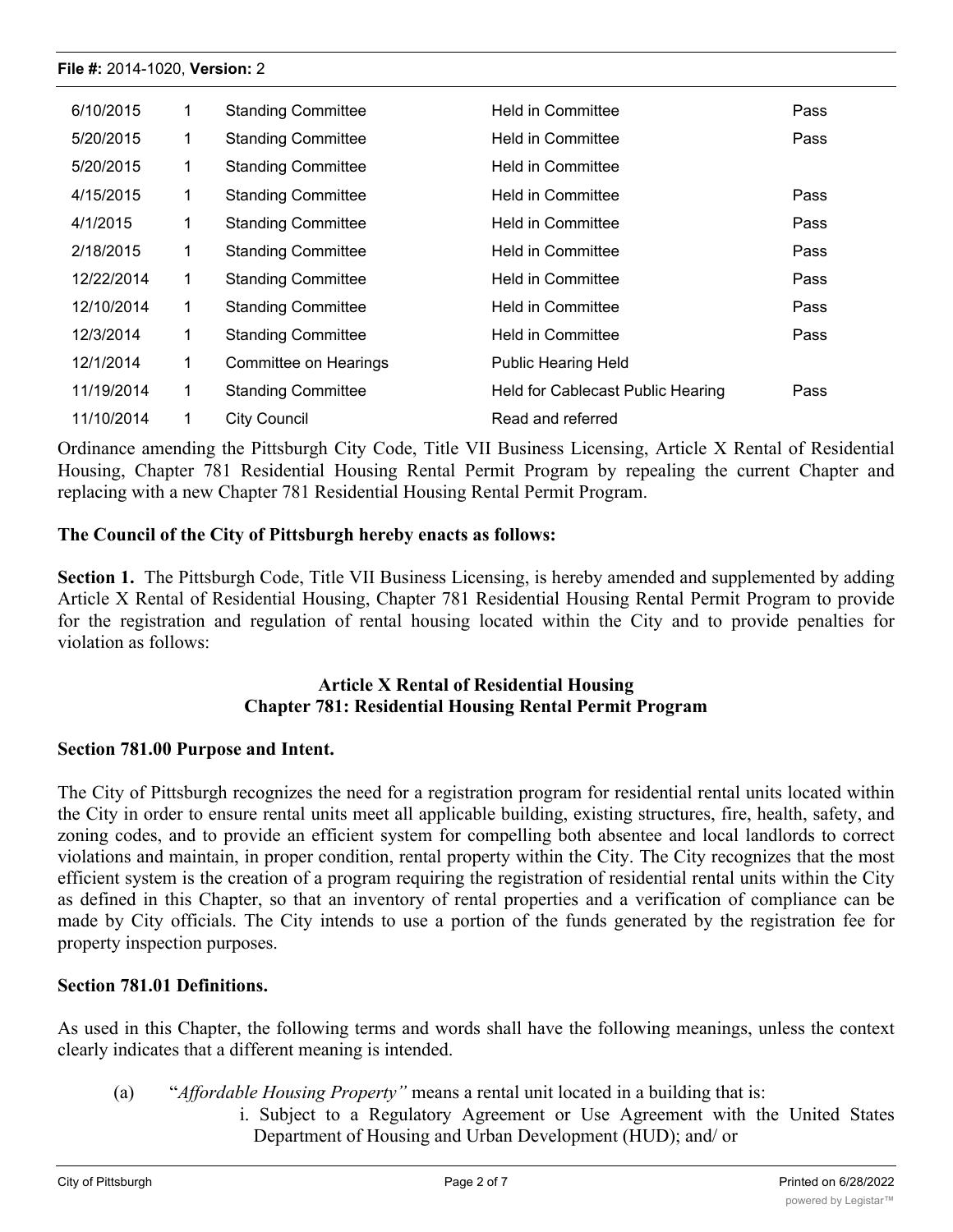| | | | | |
|---|---|---|---|---|
| 6/10/2015 | 1 | Standing Committee | Held in Committee | Pass |
| 5/20/2015 | 1 | Standing Committee | Held in Committee | Pass |
| 5/20/2015 | 1 | Standing Committee | Held in Committee | |
| 4/15/2015 | 1 | Standing Committee | Held in Committee | Pass |
| 4/1/2015 | 1 | Standing Committee | Held in Committee | Pass |
| 2/18/2015 | 1 | Standing Committee | Held in Committee | Pass |
| 12/22/2014 | 1 | Standing Committee | Held in Committee | Pass |
| 12/10/2014 | 1 | Standing Committee | Held in Committee | Pass |
| 12/3/2014 | 1 | Standing Committee | Held in Committee | Pass |
| 12/1/2014 | 1 | Committee on Hearings | Public Hearing Held | |
| 11/19/2014 | 1 | Standing Committee | Held for Cablecast Public Hearing | Pass |
| 11/10/2014 | 1 | City Council | Read and referred | |

Ordinance amending the Pittsburgh City Code, Title VII Business Licensing, Article X Rental of Residential Housing, Chapter 781 Residential Housing Rental Permit Program by repealing the current Chapter and replacing with a new Chapter 781 Residential Housing Rental Permit Program.

**The Council of the City of Pittsburgh hereby enacts as follows:**

**Section 1.** The Pittsburgh Code, Title VII Business Licensing, is hereby amended and supplemented by adding Article X Rental of Residential Housing, Chapter 781 Residential Housing Rental Permit Program to provide for the registration and regulation of rental housing located within the City and to provide penalties for violation as follows:

**Article X Rental of Residential Housing**
**Chapter 781: Residential Housing Rental Permit Program**

**Section 781.00 Purpose and Intent.**

The City of Pittsburgh recognizes the need for a registration program for residential rental units located within the City in order to ensure rental units meet all applicable building, existing structures, fire, health, safety, and zoning codes, and to provide an efficient system for compelling both absentee and local landlords to correct violations and maintain, in proper condition, rental property within the City. The City recognizes that the most efficient system is the creation of a program requiring the registration of residential rental units within the City as defined in this Chapter, so that an inventory of rental properties and a verification of compliance can be made by City officials. The City intends to use a portion of the funds generated by the registration fee for property inspection purposes.

**Section 781.01 Definitions.**

As used in this Chapter, the following terms and words shall have the following meanings, unless the context clearly indicates that a different meaning is intended.

(a) "*Affordable Housing Property"* means a rental unit located in a building that is:

i. Subject to a Regulatory Agreement or Use Agreement with the United States Department of Housing and Urban Development (HUD); and/ or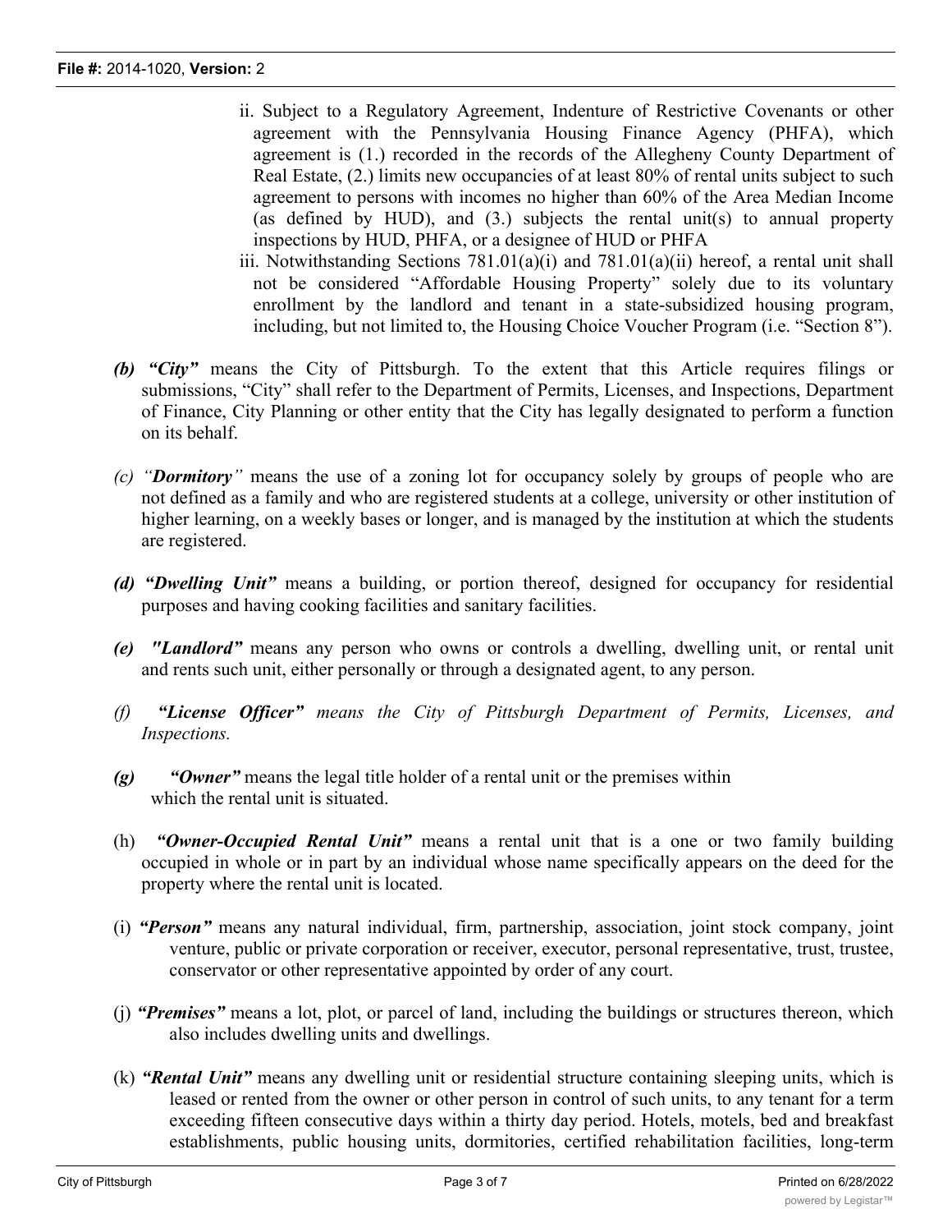ii. Subject to a Regulatory Agreement, Indenture of Restrictive Covenants or other agreement with the Pennsylvania Housing Finance Agency (PHFA), which agreement is (1.) recorded in the records of the Allegheny County Department of Real Estate, (2.) limits new occupancies of at least 80% of rental units subject to such agreement to persons with incomes no higher than 60% of the Area Median Income (as defined by HUD), and (3.) subjects the rental unit(s) to annual property inspections by HUD, PHFA, or a designee of HUD or PHFA

iii. Notwithstanding Sections 781.01(a)(i) and 781.01(a)(ii) hereof, a rental unit shall not be considered "Affordable Housing Property" solely due to its voluntary enrollment by the landlord and tenant in a state-subsidized housing program, including, but not limited to, the Housing Choice Voucher Program (i.e. "Section 8").

***(b) "City"*** means the City of Pittsburgh. To the extent that this Article requires filings or submissions, "City" shall refer to the Department of Permits, Licenses, and Inspections, Department of Finance, City Planning or other entity that the City has legally designated to perform a function on its behalf.

*(c) "**Dormitory**"* means the use of a zoning lot for occupancy solely by groups of people who are not defined as a family and who are registered students at a college, university or other institution of higher learning, on a weekly bases or longer, and is managed by the institution at which the students are registered.

***(d) "Dwelling Unit"*** means a building, or portion thereof, designed for occupancy for residential purposes and having cooking facilities and sanitary facilities.

***(e) "Landlord"*** means any person who owns or controls a dwelling, dwelling unit, or rental unit and rents such unit, either personally or through a designated agent, to any person.

*(f) **"License Officer"** means the City of Pittsburgh Department of Permits, Licenses, and Inspections.*

***(g) "Owner"*** means the legal title holder of a rental unit or the premises within which the rental unit is situated.

(h) ***"Owner-Occupied Rental Unit"*** means a rental unit that is a one or two family building occupied in whole or in part by an individual whose name specifically appears on the deed for the property where the rental unit is located.

(i) ***"Person"*** means any natural individual, firm, partnership, association, joint stock company, joint venture, public or private corporation or receiver, executor, personal representative, trust, trustee, conservator or other representative appointed by order of any court.

(j) ***"Premises"*** means a lot, plot, or parcel of land, including the buildings or structures thereon, which also includes dwelling units and dwellings.

(k) ***"Rental Unit"*** means any dwelling unit or residential structure containing sleeping units, which is leased or rented from the owner or other person in control of such units, to any tenant for a term exceeding fifteen consecutive days within a thirty day period. Hotels, motels, bed and breakfast establishments, public housing units, dormitories, certified rehabilitation facilities, long-term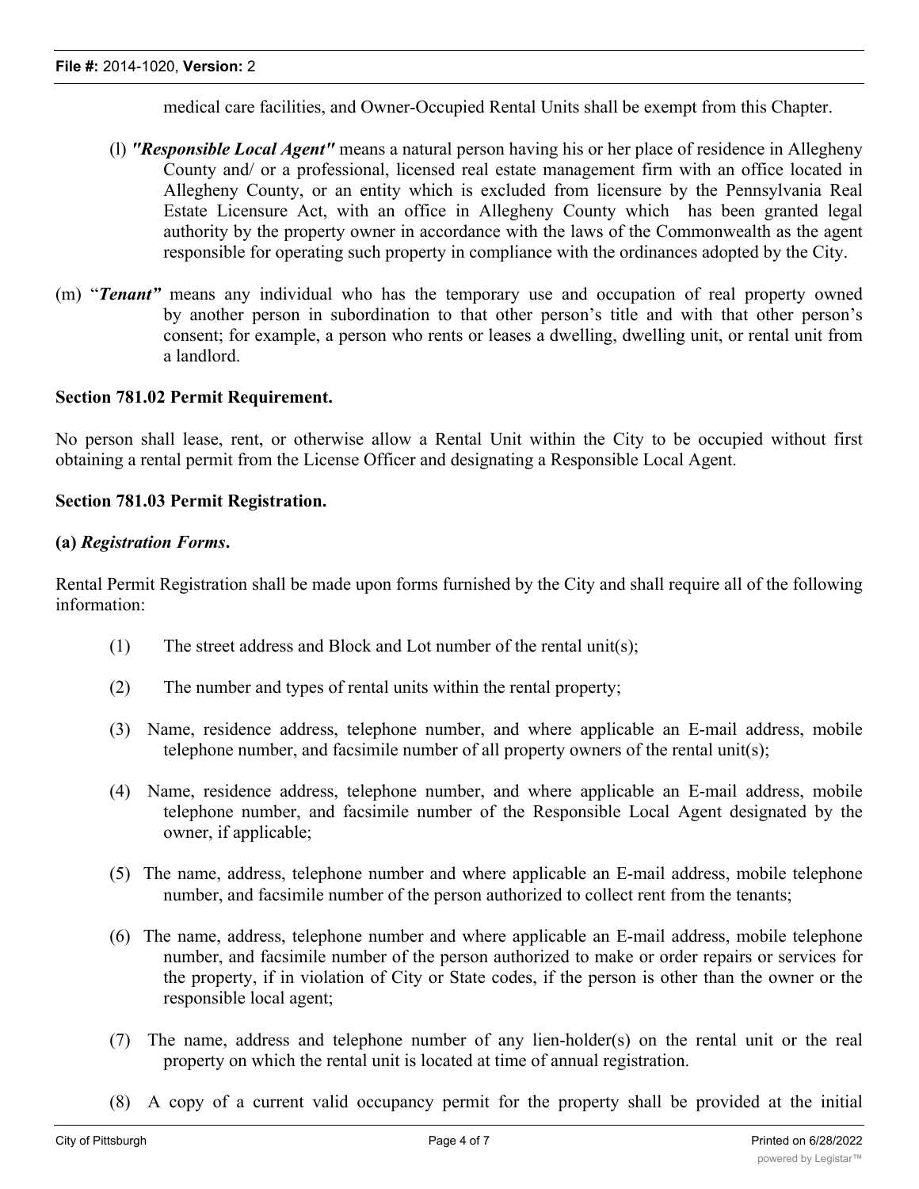medical care facilities, and Owner-Occupied Rental Units shall be exempt from this Chapter.

(l) ***"Responsible Local Agent"*** means a natural person having his or her place of residence in Allegheny County and/ or a professional, licensed real estate management firm with an office located in Allegheny County, or an entity which is excluded from licensure by the Pennsylvania Real Estate Licensure Act, with an office in Allegheny County which has been granted legal authority by the property owner in accordance with the laws of the Commonwealth as the agent responsible for operating such property in compliance with the ordinances adopted by the City.

(m) "***Tenant"*** means any individual who has the temporary use and occupation of real property owned by another person in subordination to that other person's title and with that other person's consent; for example, a person who rents or leases a dwelling, dwelling unit, or rental unit from a landlord.

**Section 781.02 Permit Requirement.**

No person shall lease, rent, or otherwise allow a Rental Unit within the City to be occupied without first obtaining a rental permit from the License Officer and designating a Responsible Local Agent.

**Section 781.03 Permit Registration.**

**(a)** ***Registration Forms*****.**

Rental Permit Registration shall be made upon forms furnished by the City and shall require all of the following information:

(1) The street address and Block and Lot number of the rental unit(s);

(2) The number and types of rental units within the rental property;

(3) Name, residence address, telephone number, and where applicable an E-mail address, mobile telephone number, and facsimile number of all property owners of the rental unit(s);

(4) Name, residence address, telephone number, and where applicable an E-mail address, mobile telephone number, and facsimile number of the Responsible Local Agent designated by the owner, if applicable;

(5) The name, address, telephone number and where applicable an E-mail address, mobile telephone number, and facsimile number of the person authorized to collect rent from the tenants;

(6) The name, address, telephone number and where applicable an E-mail address, mobile telephone number, and facsimile number of the person authorized to make or order repairs or services for the property, if in violation of City or State codes, if the person is other than the owner or the responsible local agent;

(7) The name, address and telephone number of any lien-holder(s) on the rental unit or the real property on which the rental unit is located at time of annual registration.

(8) A copy of a current valid occupancy permit for the property shall be provided at the initial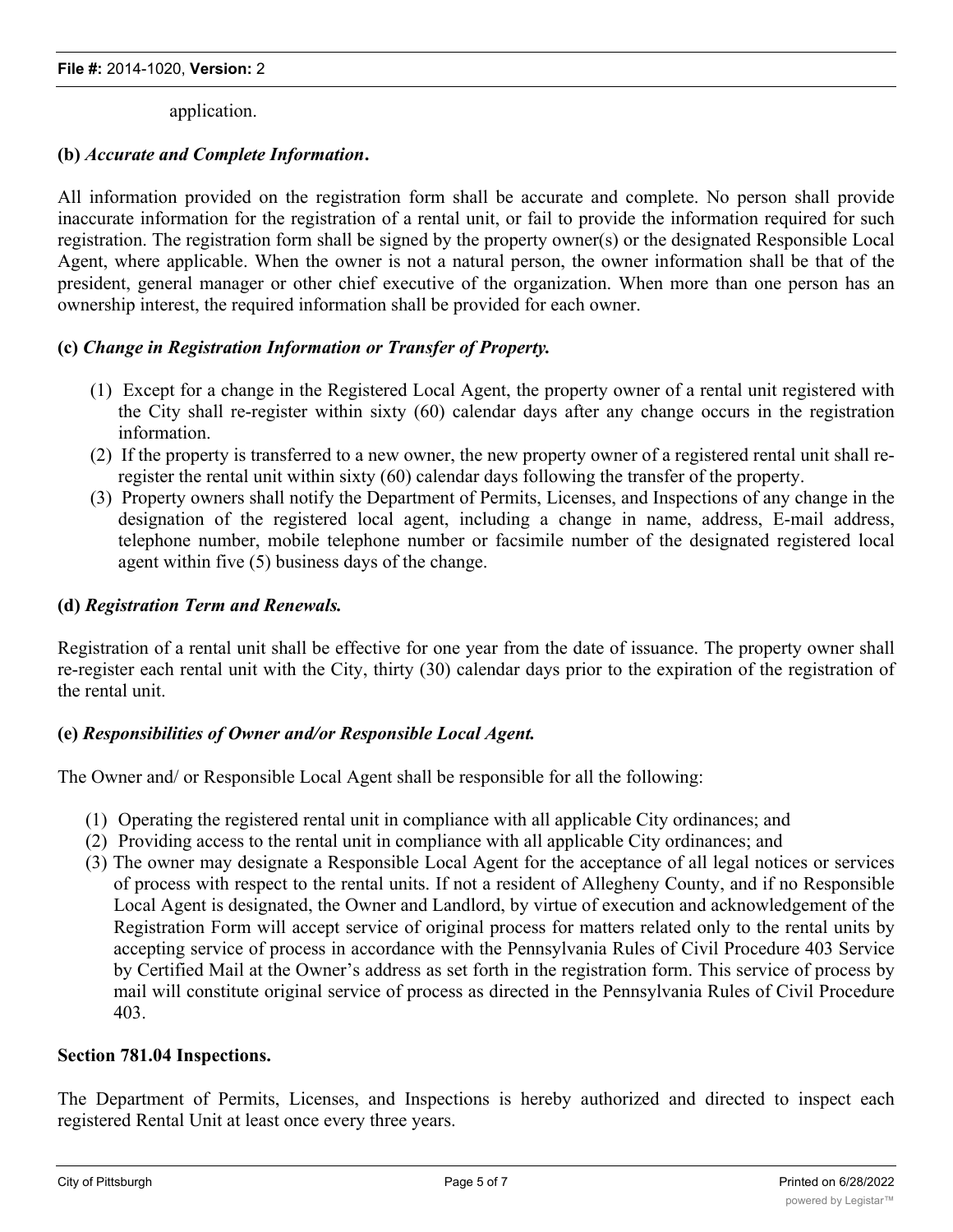application.

**(b)** ***Accurate and Complete Information*****.**

All information provided on the registration form shall be accurate and complete. No person shall provide inaccurate information for the registration of a rental unit, or fail to provide the information required for such registration. The registration form shall be signed by the property owner(s) or the designated Responsible Local Agent, where applicable. When the owner is not a natural person, the owner information shall be that of the president, general manager or other chief executive of the organization. When more than one person has an ownership interest, the required information shall be provided for each owner.

**(c)** ***Change in Registration Information or Transfer of Property.***

(1) Except for a change in the Registered Local Agent, the property owner of a rental unit registered with the City shall re-register within sixty (60) calendar days after any change occurs in the registration information.
(2) If the property is transferred to a new owner, the new property owner of a registered rental unit shall re-register the rental unit within sixty (60) calendar days following the transfer of the property.
(3) Property owners shall notify the Department of Permits, Licenses, and Inspections of any change in the designation of the registered local agent, including a change in name, address, E-mail address, telephone number, mobile telephone number or facsimile number of the designated registered local agent within five (5) business days of the change.

**(d)** ***Registration Term and Renewals.***

Registration of a rental unit shall be effective for one year from the date of issuance. The property owner shall re-register each rental unit with the City, thirty (30) calendar days prior to the expiration of the registration of the rental unit.

**(e)** ***Responsibilities of Owner and/or Responsible Local Agent.***

The Owner and/ or Responsible Local Agent shall be responsible for all the following:

(1) Operating the registered rental unit in compliance with all applicable City ordinances; and
(2) Providing access to the rental unit in compliance with all applicable City ordinances; and
(3) The owner may designate a Responsible Local Agent for the acceptance of all legal notices or services of process with respect to the rental units. If not a resident of Allegheny County, and if no Responsible Local Agent is designated, the Owner and Landlord, by virtue of execution and acknowledgement of the Registration Form will accept service of original process for matters related only to the rental units by accepting service of process in accordance with the Pennsylvania Rules of Civil Procedure 403 Service by Certified Mail at the Owner's address as set forth in the registration form. This service of process by mail will constitute original service of process as directed in the Pennsylvania Rules of Civil Procedure 403.

**Section 781.04 Inspections.**

The Department of Permits, Licenses, and Inspections is hereby authorized and directed to inspect each registered Rental Unit at least once every three years.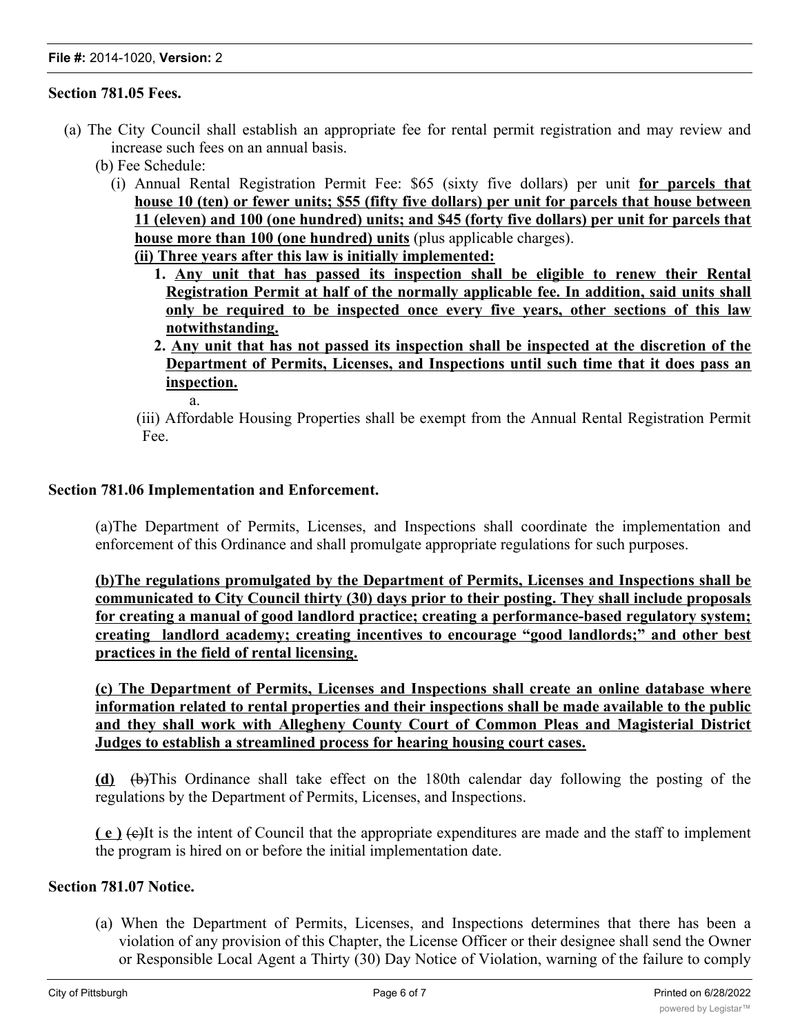**Section 781.05 Fees.**

(a) The City Council shall establish an appropriate fee for rental permit registration and may review and increase such fees on an annual basis.

(b) Fee Schedule:

(i) Annual Rental Registration Permit Fee: $65 (sixty five dollars) per unit **for parcels that house 10 (ten) or fewer units; $55 (fifty five dollars) per unit for parcels that house between 11 (eleven) and 100 (one hundred) units; and $45 (forty five dollars) per unit for parcels that house more than 100 (one hundred) units** (plus applicable charges).

**(ii) Three years after this law is initially implemented:**

1. **Any unit that has passed its inspection shall be eligible to renew their Rental Registration Permit at half of the normally applicable fee. In addition, said units shall only be required to be inspected once every five years, other sections of this law notwithstanding.**
2. **Any unit that has not passed its inspection shall be inspected at the discretion of the Department of Permits, Licenses, and Inspections until such time that it does pass an inspection.**

a.

(iii) Affordable Housing Properties shall be exempt from the Annual Rental Registration Permit Fee.

**Section 781.06 Implementation and Enforcement.**

(a)The Department of Permits, Licenses, and Inspections shall coordinate the implementation and enforcement of this Ordinance and shall promulgate appropriate regulations for such purposes.

**(b)The regulations promulgated by the Department of Permits, Licenses and Inspections shall be communicated to City Council thirty (30) days prior to their posting. They shall include proposals for creating a manual of good landlord practice; creating a performance-based regulatory system; creating landlord academy; creating incentives to encourage "good landlords;" and other best practices in the field of rental licensing.**

**(c) The Department of Permits, Licenses and Inspections shall create an online database where information related to rental properties and their inspections shall be made available to the public and they shall work with Allegheny County Court of Common Pleas and Magisterial District Judges to establish a streamlined process for hearing housing court cases.**

**(d)** ~~(b)~~This Ordinance shall take effect on the 180th calendar day following the posting of the regulations by the Department of Permits, Licenses, and Inspections.

**( e )** ~~(c)~~It is the intent of Council that the appropriate expenditures are made and the staff to implement the program is hired on or before the initial implementation date.

**Section 781.07 Notice.**

(a) When the Department of Permits, Licenses, and Inspections determines that there has been a violation of any provision of this Chapter, the License Officer or their designee shall send the Owner or Responsible Local Agent a Thirty (30) Day Notice of Violation, warning of the failure to comply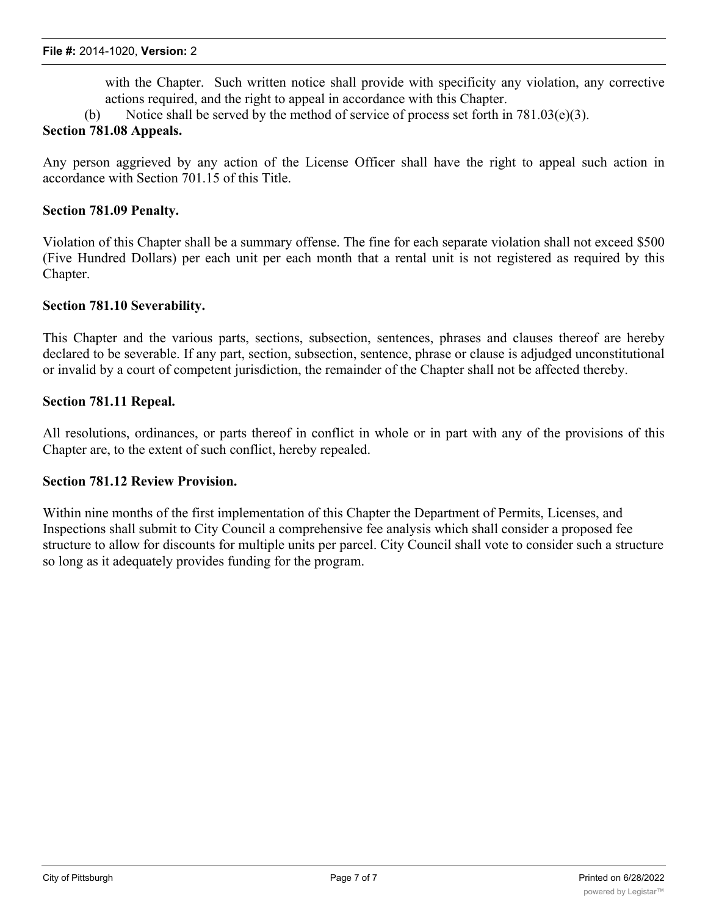with the Chapter. Such written notice shall provide with specificity any violation, any corrective actions required, and the right to appeal in accordance with this Chapter.

(b) Notice shall be served by the method of service of process set forth in 781.03(e)(3).

**Section 781.08 Appeals.**

Any person aggrieved by any action of the License Officer shall have the right to appeal such action in accordance with Section 701.15 of this Title.

**Section 781.09 Penalty.**

Violation of this Chapter shall be a summary offense. The fine for each separate violation shall not exceed $500 (Five Hundred Dollars) per each unit per each month that a rental unit is not registered as required by this Chapter.

**Section 781.10 Severability.**

This Chapter and the various parts, sections, subsection, sentences, phrases and clauses thereof are hereby declared to be severable. If any part, section, subsection, sentence, phrase or clause is adjudged unconstitutional or invalid by a court of competent jurisdiction, the remainder of the Chapter shall not be affected thereby.

**Section 781.11 Repeal.**

All resolutions, ordinances, or parts thereof in conflict in whole or in part with any of the provisions of this Chapter are, to the extent of such conflict, hereby repealed.

**Section 781.12 Review Provision.**

Within nine months of the first implementation of this Chapter the Department of Permits, Licenses, and Inspections shall submit to City Council a comprehensive fee analysis which shall consider a proposed fee structure to allow for discounts for multiple units per parcel. City Council shall vote to consider such a structure so long as it adequately provides funding for the program.